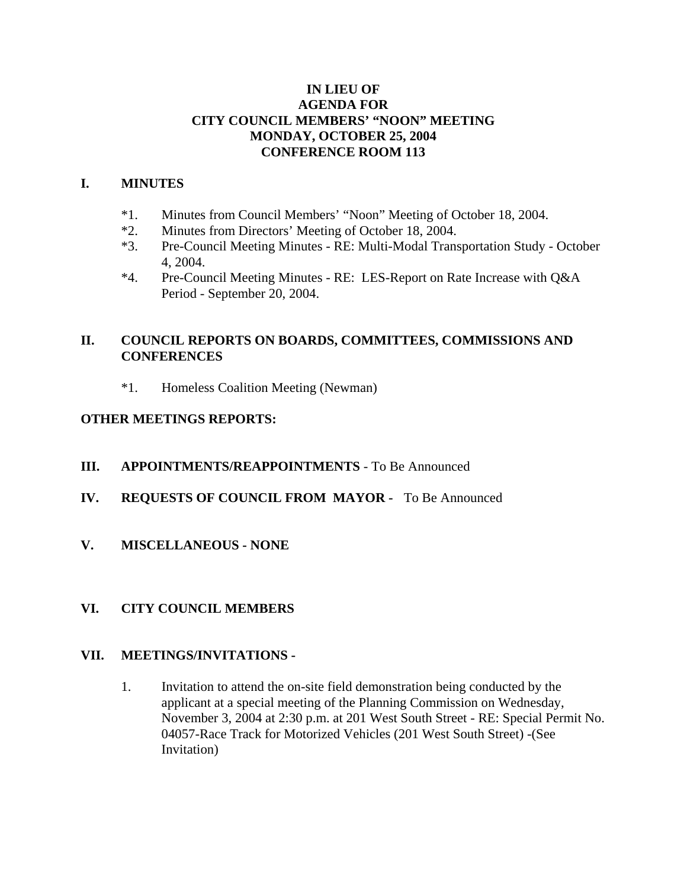# IN LIEU OF
# AGENDA FOR
# CITY COUNCIL MEMBERS' "NOON" MEETING
# MONDAY, OCTOBER 25, 2004
# CONFERENCE ROOM 113

## I. MINUTES

*1. Minutes from Council Members' "Noon" Meeting of October 18, 2004.

*2. Minutes from Directors' Meeting of October 18, 2004.

*3. Pre-Council Meeting Minutes - RE: Multi-Modal Transportation Study - October 4, 2004.

*4. Pre-Council Meeting Minutes - RE: LES-Report on Rate Increase with Q&A Period - September 20, 2004.

## II. COUNCIL REPORTS ON BOARDS, COMMITTEES, COMMISSIONS AND CONFERENCES

*1. Homeless Coalition Meeting (Newman)

## OTHER MEETINGS REPORTS:

## III. APPOINTMENTS/REAPPOINTMENTS - To Be Announced

## IV. REQUESTS OF COUNCIL FROM MAYOR - To Be Announced

## V. MISCELLANEOUS - NONE

## VI. CITY COUNCIL MEMBERS

## VII. MEETINGS/INVITATIONS -

1. Invitation to attend the on-site field demonstration being conducted by the applicant at a special meeting of the Planning Commission on Wednesday, November 3, 2004 at 2:30 p.m. at 201 West South Street - RE: Special Permit No. 04057-Race Track for Motorized Vehicles (201 West South Street) -(See Invitation)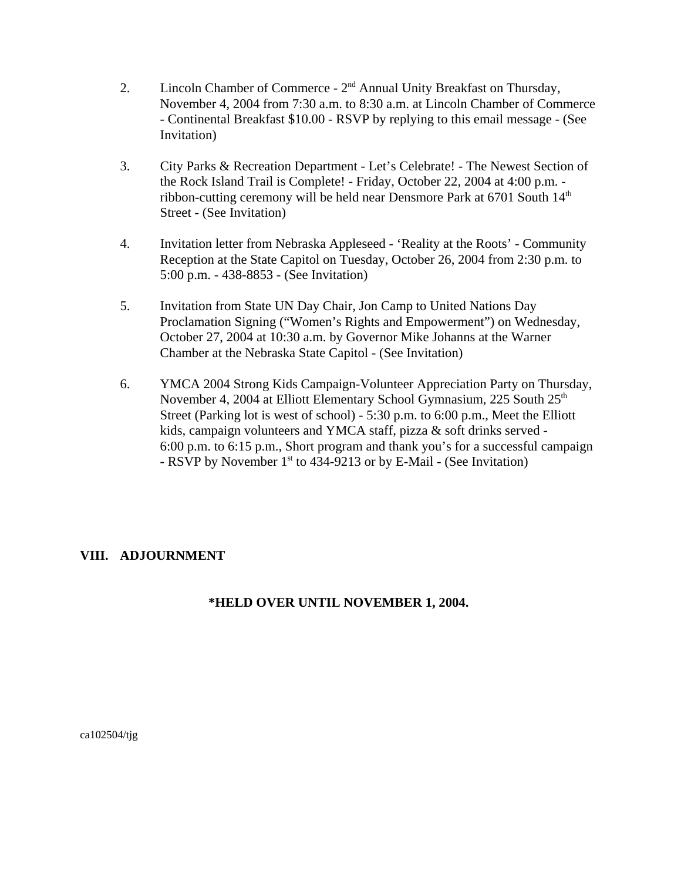2. Lincoln Chamber of Commerce - 2nd Annual Unity Breakfast on Thursday, November 4, 2004 from 7:30 a.m. to 8:30 a.m. at Lincoln Chamber of Commerce - Continental Breakfast $10.00 - RSVP by replying to this email message - (See Invitation)

3. City Parks & Recreation Department - Let's Celebrate! - The Newest Section of the Rock Island Trail is Complete! - Friday, October 22, 2004 at 4:00 p.m. - ribbon-cutting ceremony will be held near Densmore Park at 6701 South 14th Street - (See Invitation)

4. Invitation letter from Nebraska Appleseed - 'Reality at the Roots' - Community Reception at the State Capitol on Tuesday, October 26, 2004 from 2:30 p.m. to 5:00 p.m. - 438-8853 - (See Invitation)

5. Invitation from State UN Day Chair, Jon Camp to United Nations Day Proclamation Signing ("Women's Rights and Empowerment") on Wednesday, October 27, 2004 at 10:30 a.m. by Governor Mike Johanns at the Warner Chamber at the Nebraska State Capitol - (See Invitation)

6. YMCA 2004 Strong Kids Campaign-Volunteer Appreciation Party on Thursday, November 4, 2004 at Elliott Elementary School Gymnasium, 225 South 25th Street (Parking lot is west of school) - 5:30 p.m. to 6:00 p.m., Meet the Elliott kids, campaign volunteers and YMCA staff, pizza & soft drinks served - 6:00 p.m. to 6:15 p.m., Short program and thank you's for a successful campaign - RSVP by November 1st to 434-9213 or by E-Mail - (See Invitation)

**VIII. ADJOURNMENT**

**\*HELD OVER UNTIL NOVEMBER 1, 2004.**

ca102504/tjg